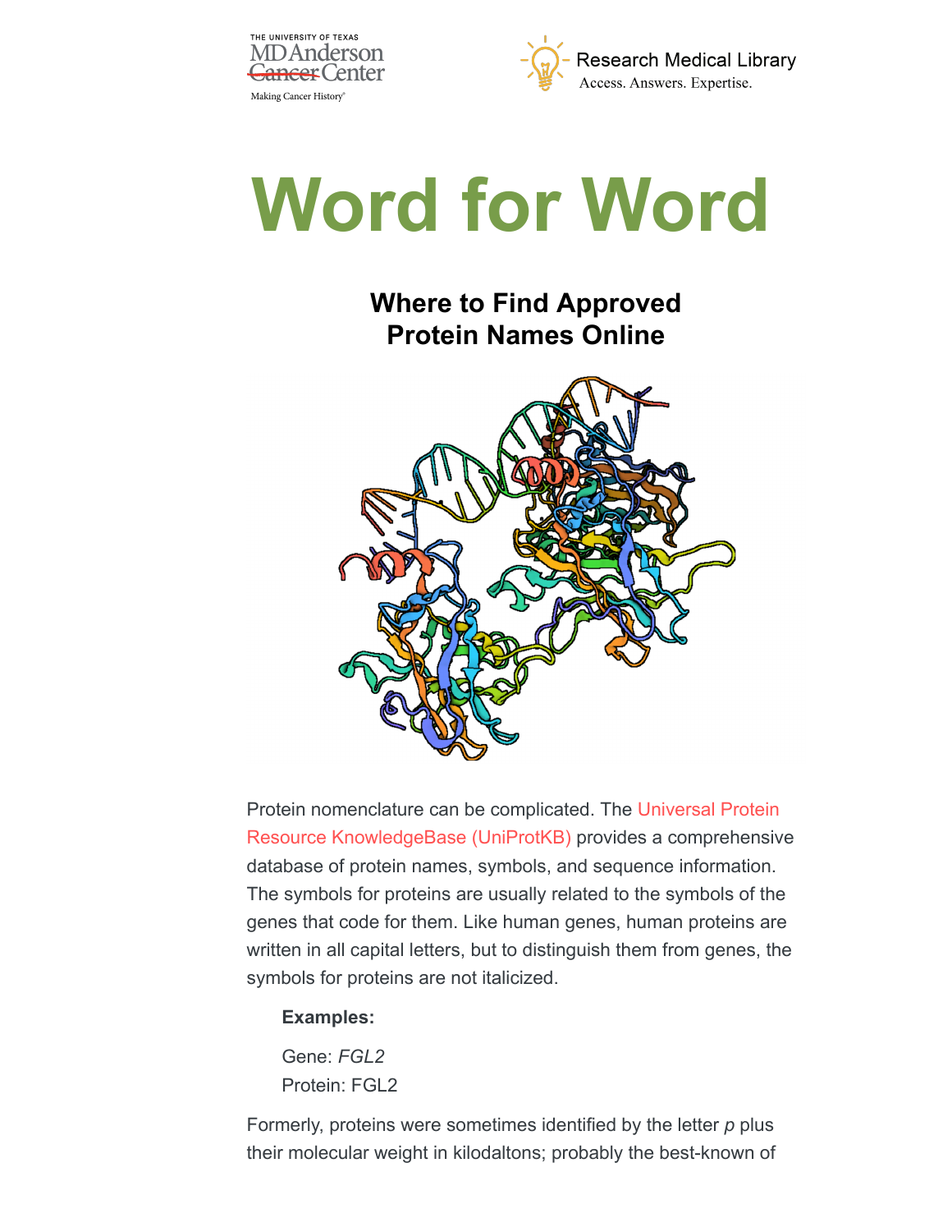# Word for Word

## Where to Find Approved Protein Names Online

Protein nomenclature can be complicated. The Universal Protein Resource KnowledgeBase (UniProtKB) provides a comprehensive database of protein names, symbols, and sequence information. The symbols for proteins are usually related to the symbols of the genes that code for them. Like human genes, human proteins are written in all capital letters, but to distinguish them from genes, the symbols for proteins are not italicized.

**Examples:**

Gene: *FGL2*
Protein: FGL2

Formerly, proteins were sometimes identified by the letter *p* plus their molecular weight in kilodaltons; probably the best-known of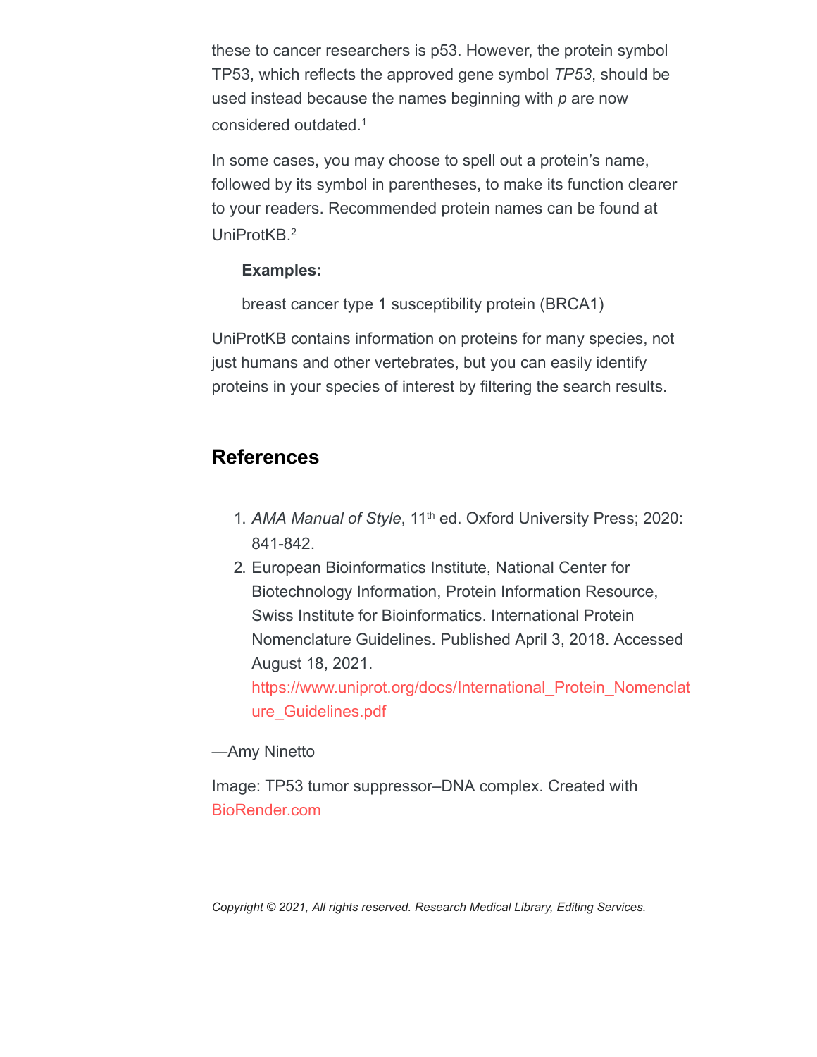these to cancer researchers is p53. However, the protein symbol TP53, which reflects the approved gene symbol *TP53*, should be used instead because the names beginning with *p* are now considered outdated.[1]

In some cases, you may choose to spell out a protein's name, followed by its symbol in parentheses, to make its function clearer to your readers. Recommended protein names can be found at UniProtKB.[2]

**Examples:**

breast cancer type 1 susceptibility protein (BRCA1)

UniProtKB contains information on proteins for many species, not just humans and other vertebrates, but you can easily identify proteins in your species of interest by filtering the search results.

## References

1. *AMA Manual of Style*, 11th ed. Oxford University Press; 2020: 841-842.
2. European Bioinformatics Institute, National Center for Biotechnology Information, Protein Information Resource, Swiss Institute for Bioinformatics. International Protein Nomenclature Guidelines. Published April 3, 2018. Accessed August 18, 2021. https://www.uniprot.org/docs/International_Protein_Nomenclature_Guidelines.pdf

—Amy Ninetto

Image: TP53 tumor suppressor–DNA complex. Created with BioRender.com

*Copyright © 2021, All rights reserved. Research Medical Library, Editing Services.*